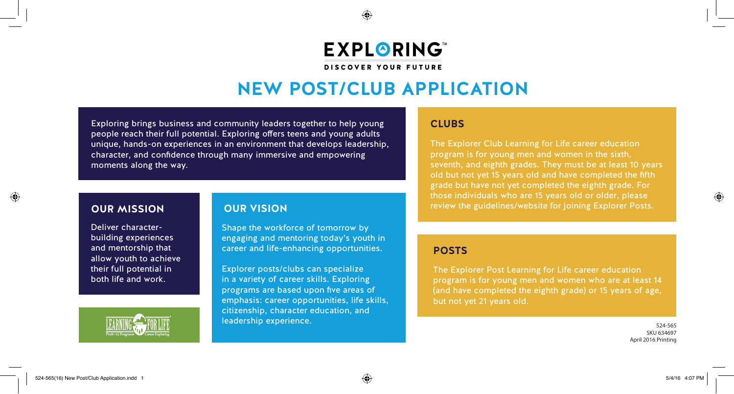# EXPLORING™

DISCOVER YOUR FUTURE

# NEW POST/CLUB APPLICATION

Exploring brings business and community leaders together to help young people reach their full potential. Exploring offers teens and young adults unique, hands-on experiences in an environment that develops leadership, character, and confidence through many immersive and empowering moments along the way.

## OUR MISSION

Deliver character-building experiences and mentorship that allow youth to achieve their full potential in both life and work.

## OUR VISION

Shape the workforce of tomorrow by engaging and mentoring today's youth in career and life-enhancing opportunities.

Explorer posts/clubs can specialize in a variety of career skills. Exploring programs are based upon five areas of emphasis: career opportunities, life skills, citizenship, character education, and leadership experience.

## CLUBS

The Explorer Club Learning for Life career education program is for young men and women in the sixth, seventh, and eighth grades. They must be at least 10 years old but not yet 15 years old and have completed the fifth grade but have not yet completed the eighth grade. For those individuals who are 15 years old or older, please review the guidelines/website for joining Explorer Posts.

## POSTS

The Explorer Post Learning for Life career education program is for young men and women who are at least 14 (and have completed the eighth grade) or 15 years of age, but not yet 21 years old.

524-565
SKU 634697
April 2016 Printing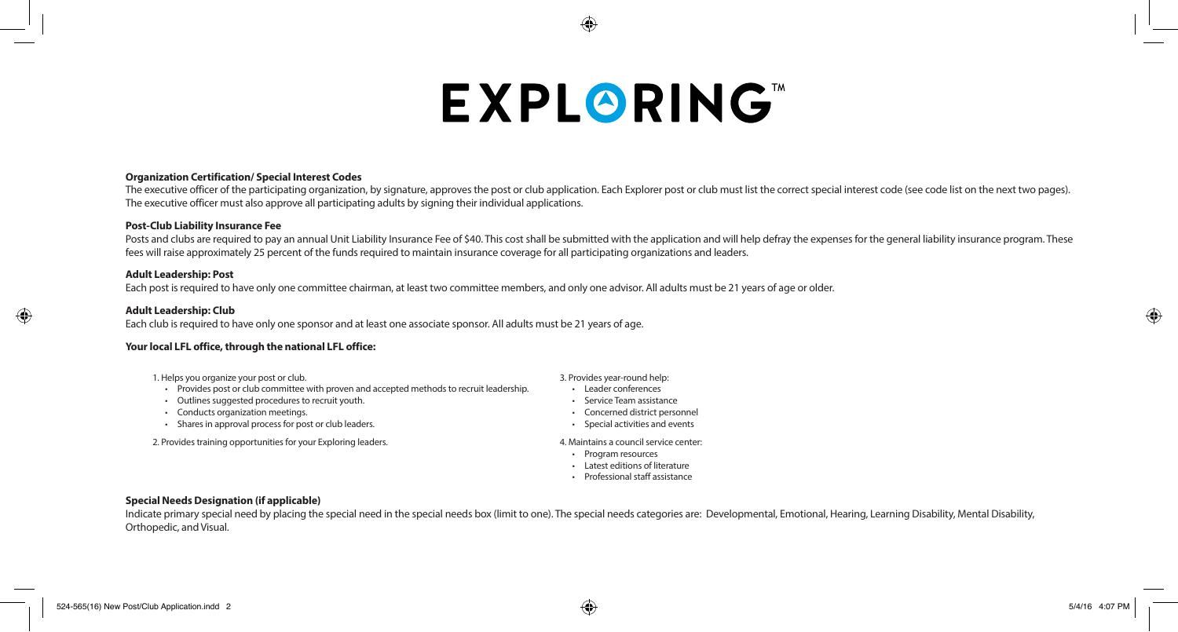# EXPLORING™

### Organization Certification/ Special Interest Codes

The executive officer of the participating organization, by signature, approves the post or club application. Each Explorer post or club must list the correct special interest code (see code list on the next two pages). The executive officer must also approve all participating adults by signing their individual applications.

### Post-Club Liability Insurance Fee

Posts and clubs are required to pay an annual Unit Liability Insurance Fee of $40. This cost shall be submitted with the application and will help defray the expenses for the general liability insurance program. These fees will raise approximately 25 percent of the funds required to maintain insurance coverage for all participating organizations and leaders.

### Adult Leadership: Post

Each post is required to have only one committee chairman, at least two committee members, and only one advisor. All adults must be 21 years of age or older.

### Adult Leadership: Club

Each club is required to have only one sponsor and at least one associate sponsor. All adults must be 21 years of age.

### Your local LFL office, through the national LFL office:

1. Helps you organize your post or club.
   - Provides post or club committee with proven and accepted methods to recruit leadership.
   - Outlines suggested procedures to recruit youth.
   - Conducts organization meetings.
   - Shares in approval process for post or club leaders.
2. Provides training opportunities for your Exploring leaders.
3. Provides year-round help:
   - Leader conferences
   - Service Team assistance
   - Concerned district personnel
   - Special activities and events
4. Maintains a council service center:
   - Program resources
   - Latest editions of literature
   - Professional staff assistance

### Special Needs Designation (if applicable)

Indicate primary special need by placing the special need in the special needs box (limit to one). The special needs categories are: Developmental, Emotional, Hearing, Learning Disability, Mental Disability, Orthopedic, and Visual.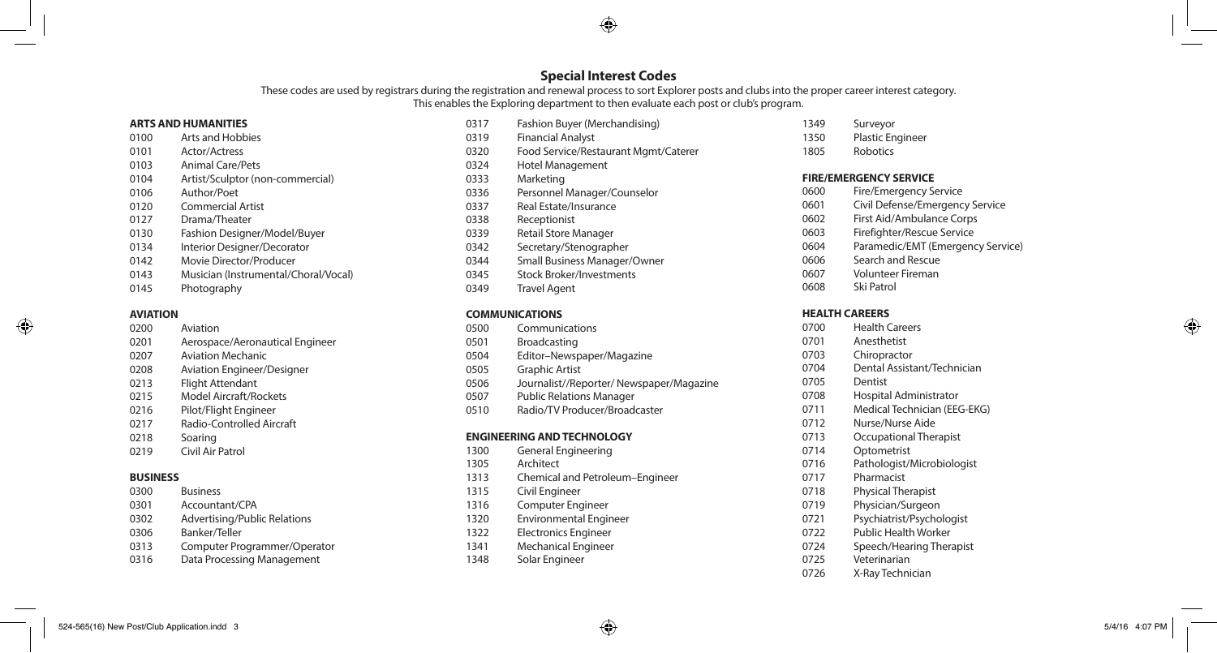# Special Interest Codes

These codes are used by registrars during the registration and renewal process to sort Explorer posts and clubs into the proper career interest category. This enables the Exploring department to then evaluate each post or club's program.

## ARTS AND HUMANITIES

| Code | Interest |
|---|---|
| 0100 | Arts and Hobbies |
| 0101 | Actor/Actress |
| 0103 | Animal Care/Pets |
| 0104 | Artist/Sculptor (non-commercial) |
| 0106 | Author/Poet |
| 0120 | Commercial Artist |
| 0127 | Drama/Theater |
| 0130 | Fashion Designer/Model/Buyer |
| 0134 | Interior Designer/Decorator |
| 0142 | Movie Director/Producer |
| 0143 | Musician (Instrumental/Choral/Vocal) |
| 0145 | Photography |

## AVIATION

| Code | Interest |
|---|---|
| 0200 | Aviation |
| 0201 | Aerospace/Aeronautical Engineer |
| 0207 | Aviation Mechanic |
| 0208 | Aviation Engineer/Designer |
| 0213 | Flight Attendant |
| 0215 | Model Aircraft/Rockets |
| 0216 | Pilot/Flight Engineer |
| 0217 | Radio-Controlled Aircraft |
| 0218 | Soaring |
| 0219 | Civil Air Patrol |

## BUSINESS

| Code | Interest |
|---|---|
| 0300 | Business |
| 0301 | Accountant/CPA |
| 0302 | Advertising/Public Relations |
| 0306 | Banker/Teller |
| 0313 | Computer Programmer/Operator |
| 0316 | Data Processing Management |
| 0317 | Fashion Buyer (Merchandising) |
| 0319 | Financial Analyst |
| 0320 | Food Service/Restaurant Mgmt/Caterer |
| 0324 | Hotel Management |
| 0333 | Marketing |
| 0336 | Personnel Manager/Counselor |
| 0337 | Real Estate/Insurance |
| 0338 | Receptionist |
| 0339 | Retail Store Manager |
| 0342 | Secretary/Stenographer |
| 0344 | Small Business Manager/Owner |
| 0345 | Stock Broker/Investments |
| 0349 | Travel Agent |

## COMMUNICATIONS

| Code | Interest |
|---|---|
| 0500 | Communications |
| 0501 | Broadcasting |
| 0504 | Editor–Newspaper/Magazine |
| 0505 | Graphic Artist |
| 0506 | Journalist//Reporter/ Newspaper/Magazine |
| 0507 | Public Relations Manager |
| 0510 | Radio/TV Producer/Broadcaster |

## ENGINEERING AND TECHNOLOGY

| Code | Interest |
|---|---|
| 1300 | General Engineering |
| 1305 | Architect |
| 1313 | Chemical and Petroleum–Engineer |
| 1315 | Civil Engineer |
| 1316 | Computer Engineer |
| 1320 | Environmental Engineer |
| 1322 | Electronics Engineer |
| 1341 | Mechanical Engineer |
| 1348 | Solar Engineer |
| 1349 | Surveyor |
| 1350 | Plastic Engineer |
| 1805 | Robotics |

## FIRE/EMERGENCY SERVICE

| Code | Interest |
|---|---|
| 0600 | Fire/Emergency Service |
| 0601 | Civil Defense/Emergency Service |
| 0602 | First Aid/Ambulance Corps |
| 0603 | Firefighter/Rescue Service |
| 0604 | Paramedic/EMT (Emergency Service) |
| 0606 | Search and Rescue |
| 0607 | Volunteer Fireman |
| 0608 | Ski Patrol |

## HEALTH CAREERS

| Code | Interest |
|---|---|
| 0700 | Health Careers |
| 0701 | Anesthetist |
| 0703 | Chiropractor |
| 0704 | Dental Assistant/Technician |
| 0705 | Dentist |
| 0708 | Hospital Administrator |
| 0711 | Medical Technician (EEG-EKG) |
| 0712 | Nurse/Nurse Aide |
| 0713 | Occupational Therapist |
| 0714 | Optometrist |
| 0716 | Pathologist/Microbiologist |
| 0717 | Pharmacist |
| 0718 | Physical Therapist |
| 0719 | Physician/Surgeon |
| 0721 | Psychiatrist/Psychologist |
| 0722 | Public Health Worker |
| 0724 | Speech/Hearing Therapist |
| 0725 | Veterinarian |
| 0726 | X-Ray Technician |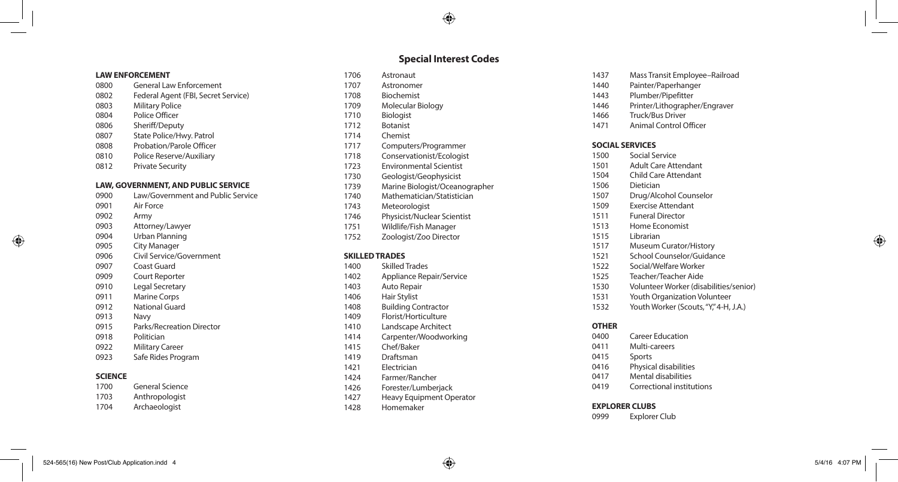# Special Interest Codes

### LAW ENFORCEMENT

| Code | Interest |
|---|---|
| 0800 | General Law Enforcement |
| 0802 | Federal Agent (FBI, Secret Service) |
| 0803 | Military Police |
| 0804 | Police Officer |
| 0806 | Sheriff/Deputy |
| 0807 | State Police/Hwy. Patrol |
| 0808 | Probation/Parole Officer |
| 0810 | Police Reserve/Auxiliary |
| 0812 | Private Security |

### LAW, GOVERNMENT, AND PUBLIC SERVICE

| Code | Interest |
|---|---|
| 0900 | Law/Government and Public Service |
| 0901 | Air Force |
| 0902 | Army |
| 0903 | Attorney/Lawyer |
| 0904 | Urban Planning |
| 0905 | City Manager |
| 0906 | Civil Service/Government |
| 0907 | Coast Guard |
| 0909 | Court Reporter |
| 0910 | Legal Secretary |
| 0911 | Marine Corps |
| 0912 | National Guard |
| 0913 | Navy |
| 0915 | Parks/Recreation Director |
| 0918 | Politician |
| 0922 | Military Career |
| 0923 | Safe Rides Program |

### SCIENCE

| Code | Interest |
|---|---|
| 1700 | General Science |
| 1703 | Anthropologist |
| 1704 | Archaeologist |
| 1706 | Astronaut |
| 1707 | Astronomer |
| 1708 | Biochemist |
| 1709 | Molecular Biology |
| 1710 | Biologist |
| 1712 | Botanist |
| 1714 | Chemist |
| 1717 | Computers/Programmer |
| 1718 | Conservationist/Ecologist |
| 1723 | Environmental Scientist |
| 1730 | Geologist/Geophysicist |
| 1739 | Marine Biologist/Oceanographer |
| 1740 | Mathematician/Statistician |
| 1743 | Meteorologist |
| 1746 | Physicist/Nuclear Scientist |
| 1751 | Wildlife/Fish Manager |
| 1752 | Zoologist/Zoo Director |

### SKILLED TRADES

| Code | Interest |
|---|---|
| 1400 | Skilled Trades |
| 1402 | Appliance Repair/Service |
| 1403 | Auto Repair |
| 1406 | Hair Stylist |
| 1408 | Building Contractor |
| 1409 | Florist/Horticulture |
| 1410 | Landscape Architect |
| 1414 | Carpenter/Woodworking |
| 1415 | Chef/Baker |
| 1419 | Draftsman |
| 1421 | Electrician |
| 1424 | Farmer/Rancher |
| 1426 | Forester/Lumberjack |
| 1427 | Heavy Equipment Operator |
| 1428 | Homemaker |
| 1437 | Mass Transit Employee–Railroad |
| 1440 | Painter/Paperhanger |
| 1443 | Plumber/Pipefitter |
| 1446 | Printer/Lithographer/Engraver |
| 1466 | Truck/Bus Driver |
| 1471 | Animal Control Officer |

### SOCIAL SERVICES

| Code | Interest |
|---|---|
| 1500 | Social Service |
| 1501 | Adult Care Attendant |
| 1504 | Child Care Attendant |
| 1506 | Dietician |
| 1507 | Drug/Alcohol Counselor |
| 1509 | Exercise Attendant |
| 1511 | Funeral Director |
| 1513 | Home Economist |
| 1515 | Librarian |
| 1517 | Museum Curator/History |
| 1521 | School Counselor/Guidance |
| 1522 | Social/Welfare Worker |
| 1525 | Teacher/Teacher Aide |
| 1530 | Volunteer Worker (disabilities/senior) |
| 1531 | Youth Organization Volunteer |
| 1532 | Youth Worker (Scouts, "Y," 4-H, J.A.) |

### OTHER

| Code | Interest |
|---|---|
| 0400 | Career Education |
| 0411 | Multi-careers |
| 0415 | Sports |
| 0416 | Physical disabilities |
| 0417 | Mental disabilities |
| 0419 | Correctional institutions |

### EXPLORER CLUBS

| Code | Interest |
|---|---|
| 0999 | Explorer Club |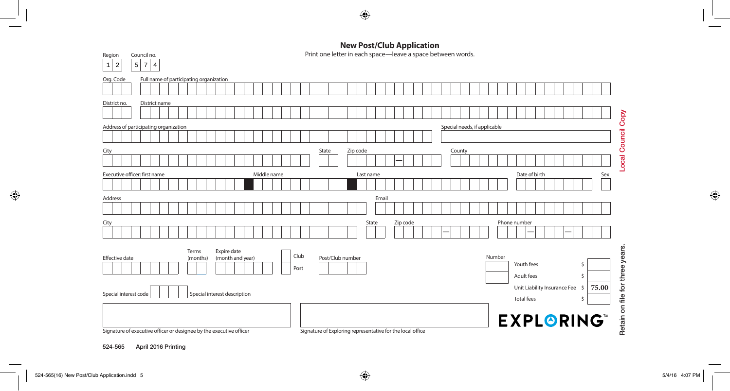## New Post/Club Application

Print one letter in each space—leave a space between words.

Region: 1 2 | Council no.: 5 7 4

Org. Code | Full name of participating organization

District no. | District name

Address of participating organization | Special needs, if applicable

City | State | Zip code — | County

Executive officer: first name | Middle name | Last name | Date of birth | Sex

Address | Email

City | State | Zip code — | Phone number — —

Effective date | Terms (months) | Expire date (month and year) | Club / Post | Post/Club number

| Number | | | |
|---|---|---|---|
| | Youth fees | $ | |
| | Adult fees | $ | |
| | Unit Liability Insurance Fee | $ | 75.00 |
| | Total fees | $ | |

Special interest code | Special interest description

Signature of executive officer or designee by the executive officer

Signature of Exploring representative for the local office

EXPLORING™

Local Council Copy

Retain on file for three years.

524-565 April 2016 Printing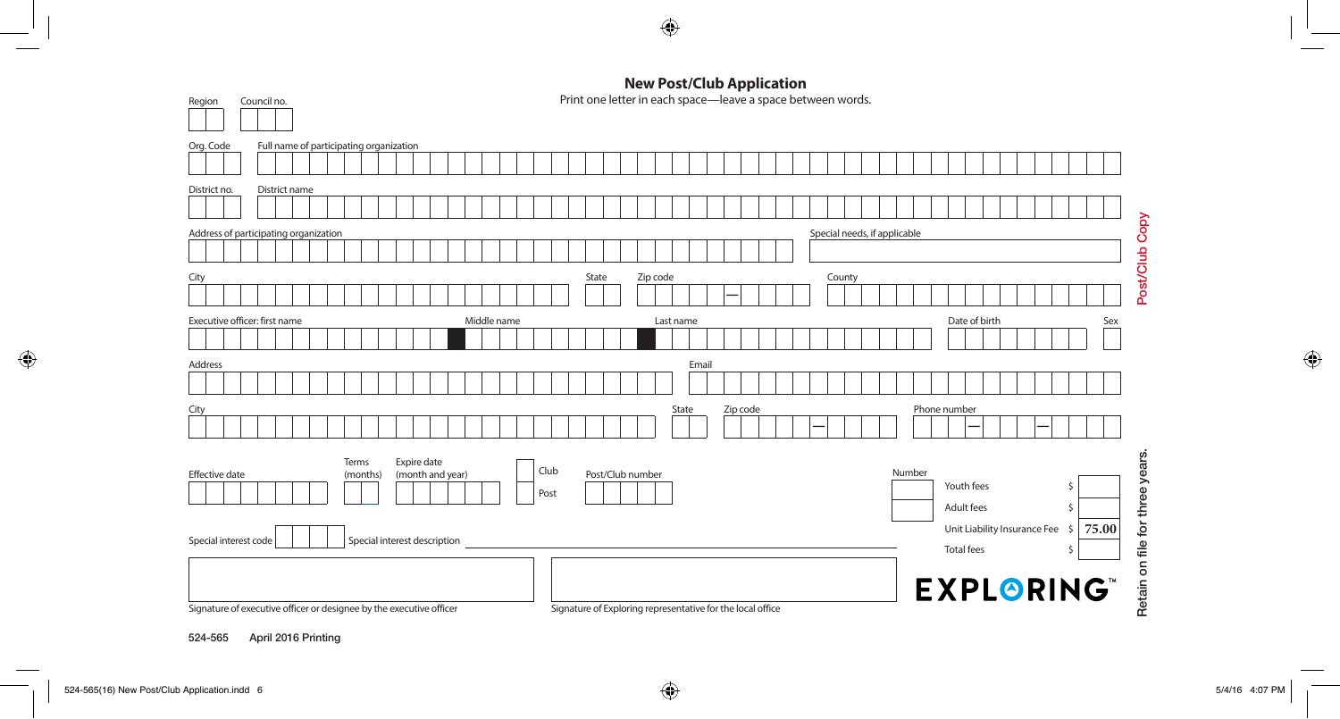# New Post/Club Application

Print one letter in each space—leave a space between words.

Region

Council no.

Org. Code

Full name of participating organization

District no.

District name

Address of participating organization

Special needs, if applicable

City

State

Zip code

—

County

Executive officer: first name

Middle name

Last name

Date of birth

Sex

Address

Email

City

State

Zip code

—

Phone number

— —

Effective date

Terms (months)

Expire date (month and year)

Club

Post

Post/Club number

Number

| | | |
|---|---|---|
| Youth fees | $ | |
| Adult fees | $ | |
| Unit Liability Insurance Fee | $ | 75.00 |
| Total fees | $ | |

Special interest code

Special interest description

Signature of executive officer or designee by the executive officer

Signature of Exploring representative for the local office

EXPLORING™

Post/Club Copy

Retain on file for three years.

524-565 April 2016 Printing